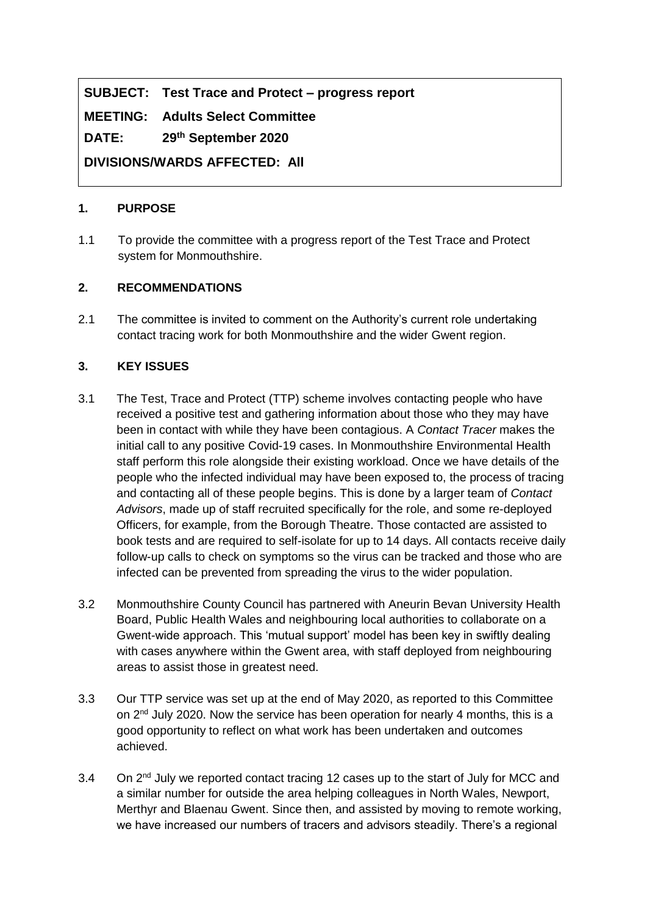**SUBJECT: Test Trace and Protect – progress report**

**MEETING: Adults Select Committee**

**DATE: 29th September 2020**

**DIVISIONS/WARDS AFFECTED: All**

## 1. PURPOSE

1.1 To provide the committee with a progress report of the Test Trace and Protect system for Monmouthshire.

## 2. RECOMMENDATIONS

2.1 The committee is invited to comment on the Authority's current role undertaking contact tracing work for both Monmouthshire and the wider Gwent region.

## 3. KEY ISSUES

3.1 The Test, Trace and Protect (TTP) scheme involves contacting people who have received a positive test and gathering information about those who they may have been in contact with while they have been contagious. A *Contact Tracer* makes the initial call to any positive Covid-19 cases. In Monmouthshire Environmental Health staff perform this role alongside their existing workload. Once we have details of the people who the infected individual may have been exposed to, the process of tracing and contacting all of these people begins. This is done by a larger team of *Contact Advisors*, made up of staff recruited specifically for the role, and some re-deployed Officers, for example, from the Borough Theatre. Those contacted are assisted to book tests and are required to self-isolate for up to 14 days. All contacts receive daily follow-up calls to check on symptoms so the virus can be tracked and those who are infected can be prevented from spreading the virus to the wider population.

3.2 Monmouthshire County Council has partnered with Aneurin Bevan University Health Board, Public Health Wales and neighbouring local authorities to collaborate on a Gwent-wide approach. This 'mutual support' model has been key in swiftly dealing with cases anywhere within the Gwent area, with staff deployed from neighbouring areas to assist those in greatest need.

3.3 Our TTP service was set up at the end of May 2020, as reported to this Committee on 2nd July 2020. Now the service has been operation for nearly 4 months, this is a good opportunity to reflect on what work has been undertaken and outcomes achieved.

3.4 On 2nd July we reported contact tracing 12 cases up to the start of July for MCC and a similar number for outside the area helping colleagues in North Wales, Newport, Merthyr and Blaenau Gwent. Since then, and assisted by moving to remote working, we have increased our numbers of tracers and advisors steadily. There's a regional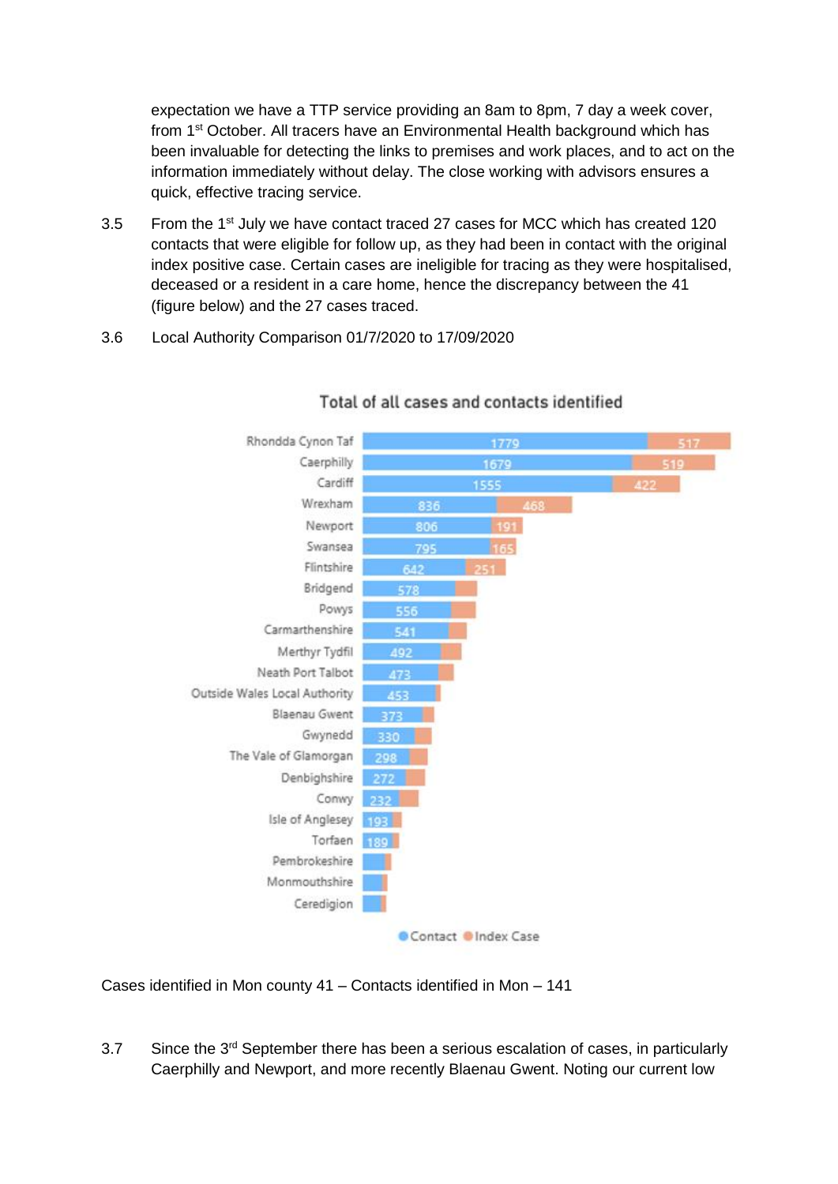expectation we have a TTP service providing an 8am to 8pm, 7 day a week cover, from 1st October. All tracers have an Environmental Health background which has been invaluable for detecting the links to premises and work places, and to act on the information immediately without delay. The close working with advisors ensures a quick, effective tracing service.

3.5 From the 1st July we have contact traced 27 cases for MCC which has created 120 contacts that were eligible for follow up, as they had been in contact with the original index positive case. Certain cases are ineligible for tracing as they were hospitalised, deceased or a resident in a care home, hence the discrepancy between the 41 (figure below) and the 27 cases traced.

3.6 Local Authority Comparison 01/7/2020 to 17/09/2020

**Total of all cases and contacts identified**

| Local Authority | Contact | Index Case |
|---|---|---|
| Rhondda Cynon Taf | 1779 | 517 |
| Caerphilly | 1679 | 519 |
| Cardiff | 1555 | 422 |
| Wrexham | 836 | 468 |
| Newport | 806 | 191 |
| Swansea | 795 | 165 |
| Flintshire | 642 | 251 |
| Bridgend | 578 | |
| Powys | 556 | |
| Carmarthenshire | 541 | |
| Merthyr Tydfil | 492 | |
| Neath Port Talbot | 473 | |
| Outside Wales Local Authority | 453 | |
| Blaenau Gwent | 373 | |
| Gwynedd | 330 | |
| The Vale of Glamorgan | 298 | |
| Denbighshire | 272 | |
| Conwy | 232 | |
| Isle of Anglesey | 193 | |
| Torfaen | 189 | |
| Pembrokeshire | | |
| Monmouthshire | | |
| Ceredigion | | |

Cases identified in Mon county 41 – Contacts identified in Mon – 141

3.7 Since the 3rd September there has been a serious escalation of cases, in particularly Caerphilly and Newport, and more recently Blaenau Gwent. Noting our current low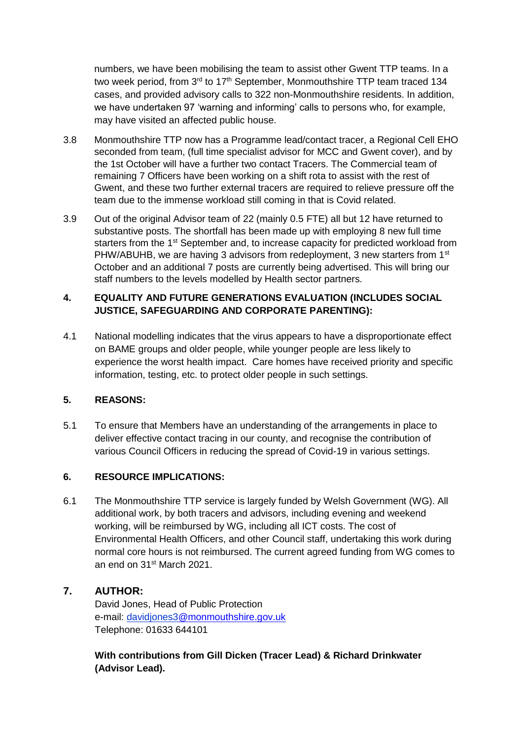numbers, we have been mobilising the team to assist other Gwent TTP teams. In a two week period, from 3rd to 17th September, Monmouthshire TTP team traced 134 cases, and provided advisory calls to 322 non-Monmouthshire residents. In addition, we have undertaken 97 'warning and informing' calls to persons who, for example, may have visited an affected public house.

3.8 Monmouthshire TTP now has a Programme lead/contact tracer, a Regional Cell EHO seconded from team, (full time specialist advisor for MCC and Gwent cover), and by the 1st October will have a further two contact Tracers. The Commercial team of remaining 7 Officers have been working on a shift rota to assist with the rest of Gwent, and these two further external tracers are required to relieve pressure off the team due to the immense workload still coming in that is Covid related.

3.9 Out of the original Advisor team of 22 (mainly 0.5 FTE) all but 12 have returned to substantive posts. The shortfall has been made up with employing 8 new full time starters from the 1st September and, to increase capacity for predicted workload from PHW/ABUHB, we are having 3 advisors from redeployment, 3 new starters from 1st October and an additional 7 posts are currently being advertised. This will bring our staff numbers to the levels modelled by Health sector partners.

## 4. EQUALITY AND FUTURE GENERATIONS EVALUATION (INCLUDES SOCIAL JUSTICE, SAFEGUARDING AND CORPORATE PARENTING):

4.1 National modelling indicates that the virus appears to have a disproportionate effect on BAME groups and older people, while younger people are less likely to experience the worst health impact. Care homes have received priority and specific information, testing, etc. to protect older people in such settings.

## 5. REASONS:

5.1 To ensure that Members have an understanding of the arrangements in place to deliver effective contact tracing in our county, and recognise the contribution of various Council Officers in reducing the spread of Covid-19 in various settings.

## 6. RESOURCE IMPLICATIONS:

6.1 The Monmouthshire TTP service is largely funded by Welsh Government (WG). All additional work, by both tracers and advisors, including evening and weekend working, will be reimbursed by WG, including all ICT costs. The cost of Environmental Health Officers, and other Council staff, undertaking this work during normal core hours is not reimbursed. The current agreed funding from WG comes to an end on 31st March 2021.

## 7. AUTHOR:

David Jones, Head of Public Protection
e-mail: davidjones3@monmouthshire.gov.uk
Telephone: 01633 644101

**With contributions from Gill Dicken (Tracer Lead) & Richard Drinkwater (Advisor Lead).**